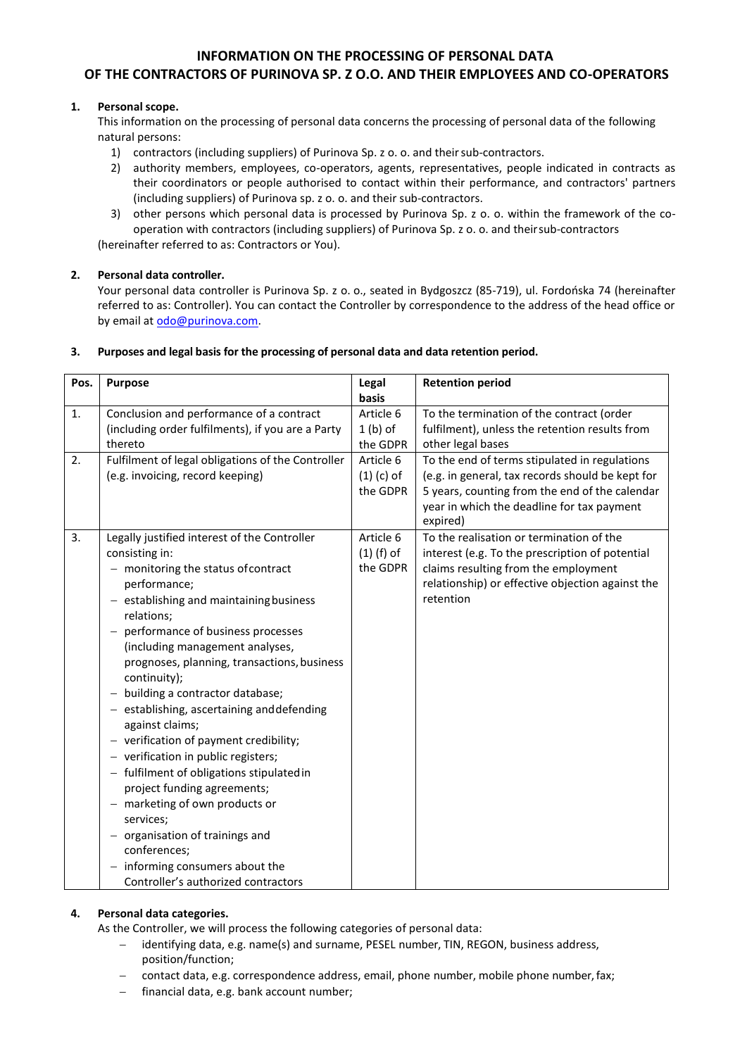# INFORMATION ON THE PROCESSING OF PERSONAL DATA OF THE CONTRACTORS OF PURINOVA SP. Z O.O. AND THEIR EMPLOYEES AND CO-OPERATORS

## 1. Personal scope.

This information on the processing of personal data concerns the processing of personal data of the following natural persons:

1) contractors (including suppliers) of Purinova Sp. z o. o. and their sub-contractors.
2) authority members, employees, co-operators, agents, representatives, people indicated in contracts as their coordinators or people authorised to contact within their performance, and contractors' partners (including suppliers) of Purinova sp. z o. o. and their sub-contractors.
3) other persons which personal data is processed by Purinova Sp. z o. o. within the framework of the co-operation with contractors (including suppliers) of Purinova Sp. z o. o. and their sub-contractors

(hereinafter referred to as: Contractors or You).

## 2. Personal data controller.

Your personal data controller is Purinova Sp. z o. o., seated in Bydgoszcz (85-719), ul. Fordońska 74 (hereinafter referred to as: Controller). You can contact the Controller by correspondence to the address of the head office or by email at odo@purinova.com.

## 3. Purposes and legal basis for the processing of personal data and data retention period.

| Pos. | Purpose | Legal basis | Retention period |
|---|---|---|---|
| 1. | Conclusion and performance of a contract (including order fulfilments), if you are a Party thereto | Article 6 1 (b) of the GDPR | To the termination of the contract (order fulfilment), unless the retention results from other legal bases |
| 2. | Fulfilment of legal obligations of the Controller (e.g. invoicing, record keeping) | Article 6 (1) (c) of the GDPR | To the end of terms stipulated in regulations (e.g. in general, tax records should be kept for 5 years, counting from the end of the calendar year in which the deadline for tax payment expired) |
| 3. | Legally justified interest of the Controller consisting in:<br>– monitoring the status of contract performance;<br>– establishing and maintaining business relations;<br>– performance of business processes (including management analyses, prognoses, planning, transactions, business continuity);<br>– building a contractor database;<br>– establishing, ascertaining and defending against claims;<br>– verification of payment credibility;<br>– verification in public registers;<br>– fulfilment of obligations stipulated in project funding agreements;<br>– marketing of own products or services;<br>– organisation of trainings and conferences;<br>– informing consumers about the Controller's authorized contractors | Article 6 (1) (f) of the GDPR | To the realisation or termination of the interest (e.g. To the prescription of potential claims resulting from the employment relationship) or effective objection against the retention |

## 4. Personal data categories.

As the Controller, we will process the following categories of personal data:

- identifying data, e.g. name(s) and surname, PESEL number, TIN, REGON, business address, position/function;
- contact data, e.g. correspondence address, email, phone number, mobile phone number, fax;
- financial data, e.g. bank account number;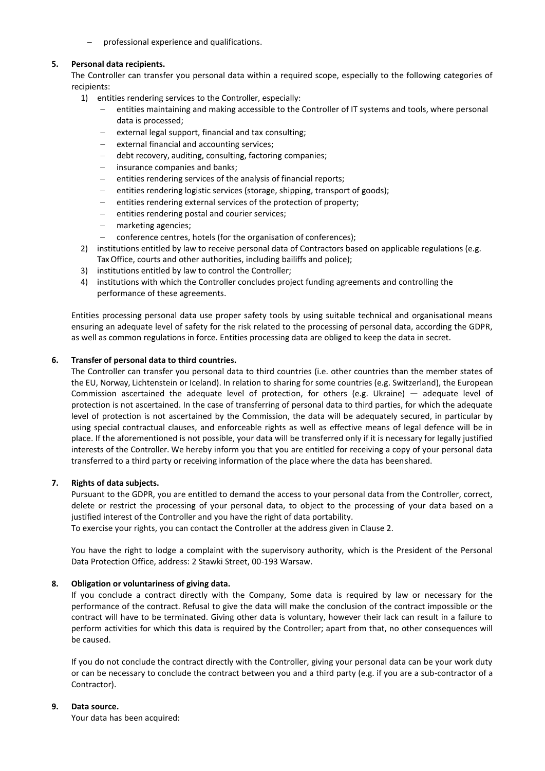- professional experience and qualifications.

**5. Personal data recipients.**

The Controller can transfer you personal data within a required scope, especially to the following categories of recipients:

1) entities rendering services to the Controller, especially:
   - entities maintaining and making accessible to the Controller of IT systems and tools, where personal data is processed;
   - external legal support, financial and tax consulting;
   - external financial and accounting services;
   - debt recovery, auditing, consulting, factoring companies;
   - insurance companies and banks;
   - entities rendering services of the analysis of financial reports;
   - entities rendering logistic services (storage, shipping, transport of goods);
   - entities rendering external services of the protection of property;
   - entities rendering postal and courier services;
   - marketing agencies;
   - conference centres, hotels (for the organisation of conferences);
2) institutions entitled by law to receive personal data of Contractors based on applicable regulations (e.g. Tax Office, courts and other authorities, including bailiffs and police);
3) institutions entitled by law to control the Controller;
4) institutions with which the Controller concludes project funding agreements and controlling the performance of these agreements.

Entities processing personal data use proper safety tools by using suitable technical and organisational means ensuring an adequate level of safety for the risk related to the processing of personal data, according the GDPR, as well as common regulations in force. Entities processing data are obliged to keep the data in secret.

**6. Transfer of personal data to third countries.**

The Controller can transfer you personal data to third countries (i.e. other countries than the member states of the EU, Norway, Lichtenstein or Iceland). In relation to sharing for some countries (e.g. Switzerland), the European Commission ascertained the adequate level of protection, for others (e.g. Ukraine) — adequate level of protection is not ascertained. In the case of transferring of personal data to third parties, for which the adequate level of protection is not ascertained by the Commission, the data will be adequately secured, in particular by using special contractual clauses, and enforceable rights as well as effective means of legal defence will be in place. If the aforementioned is not possible, your data will be transferred only if it is necessary for legally justified interests of the Controller. We hereby inform you that you are entitled for receiving a copy of your personal data transferred to a third party or receiving information of the place where the data has beenshared.

**7. Rights of data subjects.**

Pursuant to the GDPR, you are entitled to demand the access to your personal data from the Controller, correct, delete or restrict the processing of your personal data, to object to the processing of your data based on a justified interest of the Controller and you have the right of data portability.
To exercise your rights, you can contact the Controller at the address given in Clause 2.

You have the right to lodge a complaint with the supervisory authority, which is the President of the Personal Data Protection Office, address: 2 Stawki Street, 00-193 Warsaw.

**8. Obligation or voluntariness of giving data.**

If you conclude a contract directly with the Company, Some data is required by law or necessary for the performance of the contract. Refusal to give the data will make the conclusion of the contract impossible or the contract will have to be terminated. Giving other data is voluntary, however their lack can result in a failure to perform activities for which this data is required by the Controller; apart from that, no other consequences will be caused.

If you do not conclude the contract directly with the Controller, giving your personal data can be your work duty or can be necessary to conclude the contract between you and a third party (e.g. if you are a sub-contractor of a Contractor).

**9. Data source.**

Your data has been acquired: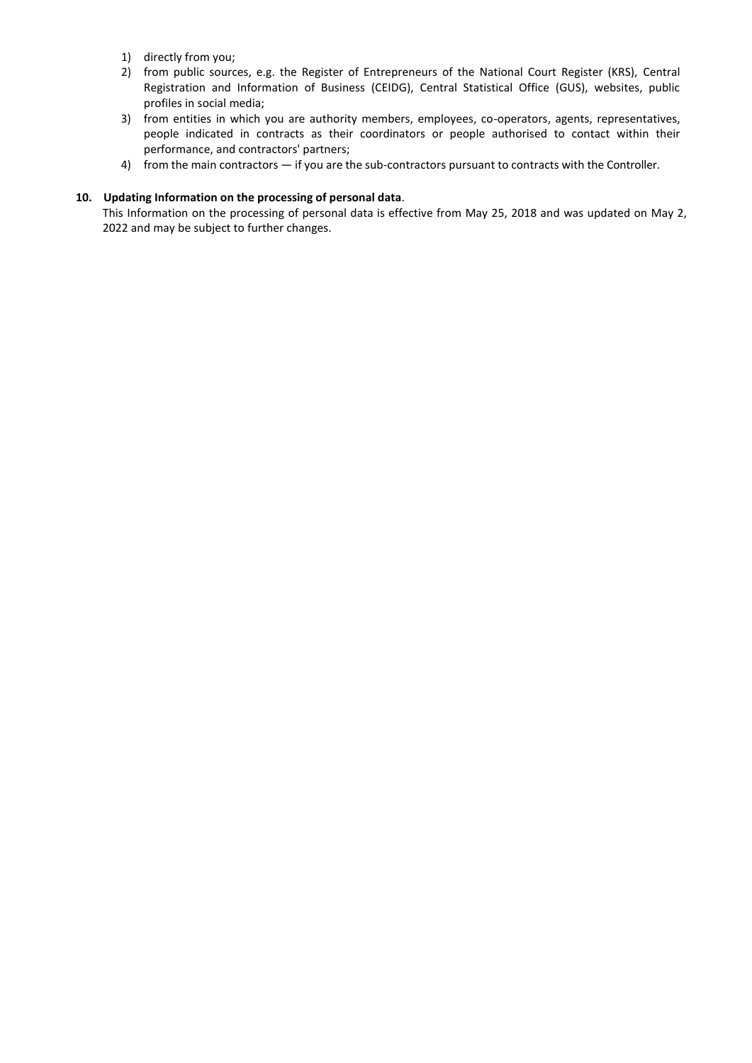1) directly from you;
2) from public sources, e.g. the Register of Entrepreneurs of the National Court Register (KRS), Central Registration and Information of Business (CEIDG), Central Statistical Office (GUS), websites, public profiles in social media;
3) from entities in which you are authority members, employees, co-operators, agents, representatives, people indicated in contracts as their coordinators or people authorised to contact within their performance, and contractors' partners;
4) from the main contractors — if you are the sub-contractors pursuant to contracts with the Controller.

**10. Updating Information on the processing of personal data**.

This Information on the processing of personal data is effective from May 25, 2018 and was updated on May 2, 2022 and may be subject to further changes.